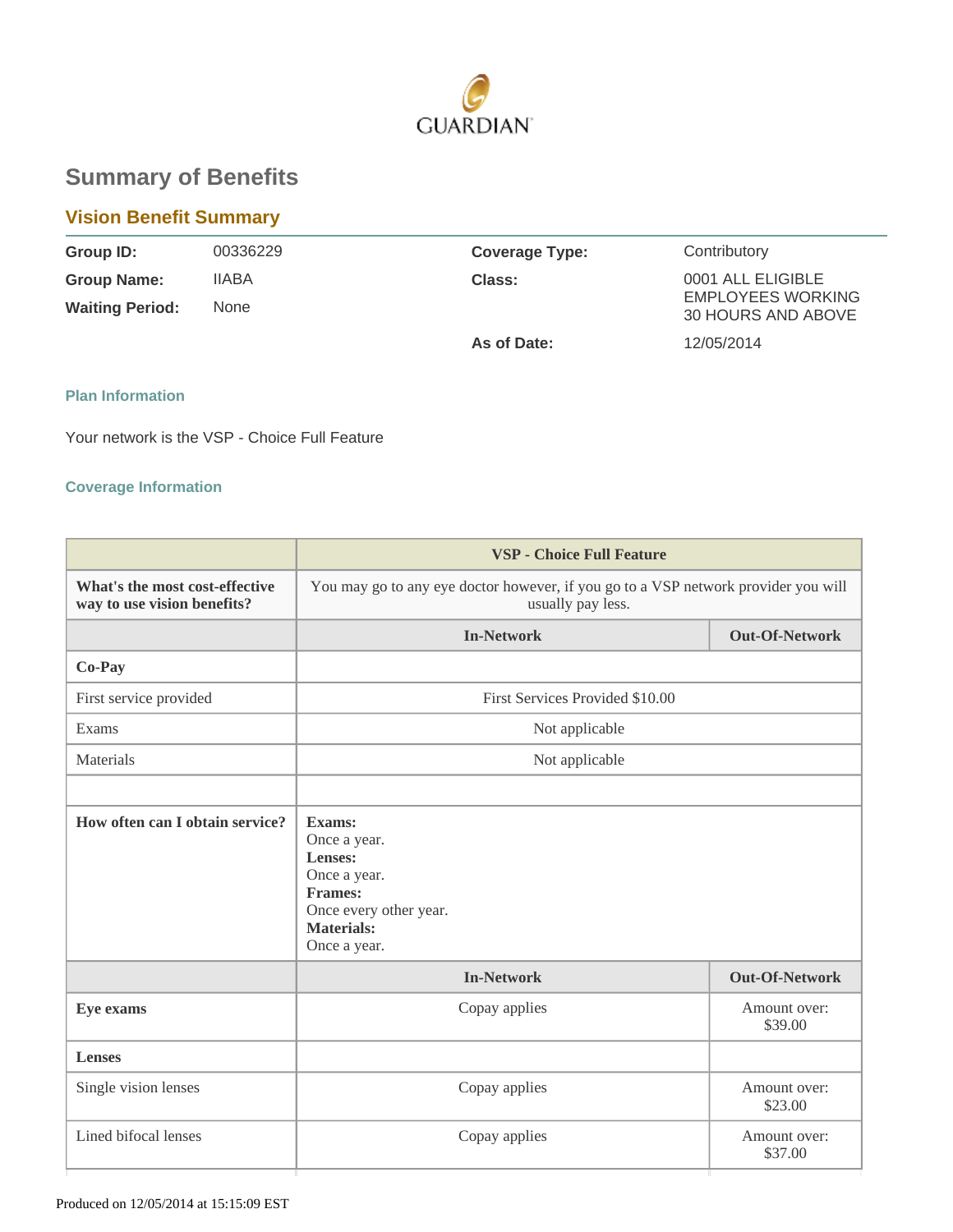GUARDIAN

# Summary of Benefits

## Vision Benefit Summary

| | | | |
|---|---|---|---|
| **Group ID:** | 00336229 | **Coverage Type:** | Contributory |
| **Group Name:** | IIABA | **Class:** | 0001 ALL ELIGIBLE EMPLOYEES WORKING 30 HOURS AND ABOVE |
| **Waiting Period:** | None | | |
| | | **As of Date:** | 12/05/2014 |

### Plan Information

Your network is the VSP - Choice Full Feature

### Coverage Information

| | **VSP - Choice Full Feature** | |
|---|---|---|
| **What's the most cost-effective way to use vision benefits?** | You may go to any eye doctor however, if you go to a VSP network provider you will usually pay less. | |
| | **In-Network** | **Out-Of-Network** |
| **Co-Pay** | | |
| First service provided | First Services Provided $10.00 | |
| Exams | Not applicable | |
| Materials | Not applicable | |
| | | |
| **How often can I obtain service?** | **Exams:** Once a year. **Lenses:** Once a year. **Frames:** Once every other year. **Materials:** Once a year. | |
| | **In-Network** | **Out-Of-Network** |
| **Eye exams** | Copay applies | Amount over: $39.00 |
| **Lenses** | | |
| Single vision lenses | Copay applies | Amount over: $23.00 |
| Lined bifocal lenses | Copay applies | Amount over: $37.00 |

Produced on 12/05/2014 at 15:15:09 EST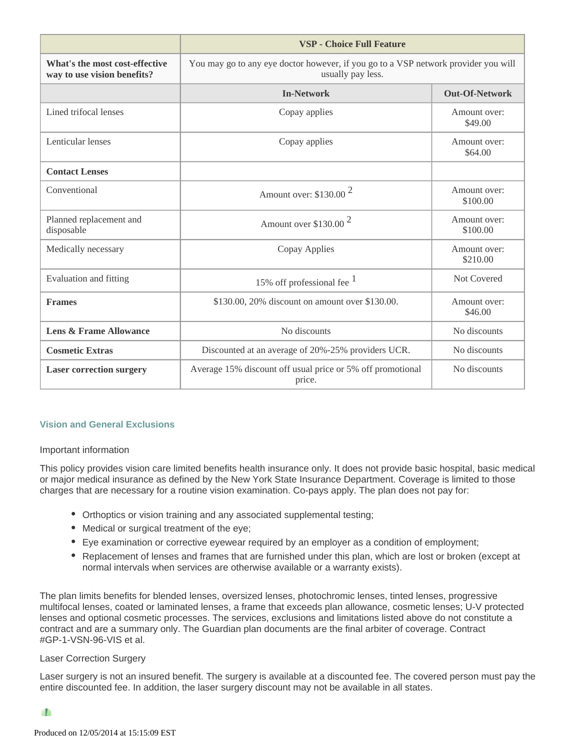| | VSP - Choice Full Feature | |
|---|---|---|
| **What's the most cost-effective way to use vision benefits?** | You may go to any eye doctor however, if you go to a VSP network provider you will usually pay less. | |
| | **In-Network** | **Out-Of-Network** |
| Lined trifocal lenses | Copay applies | Amount over: $49.00 |
| Lenticular lenses | Copay applies | Amount over: $64.00 |
| **Contact Lenses** | | |
| Conventional | Amount over: $130.00 [2] | Amount over: $100.00 |
| Planned replacement and disposable | Amount over $130.00 [2] | Amount over: $100.00 |
| Medically necessary | Copay Applies | Amount over: $210.00 |
| Evaluation and fitting | 15% off professional fee [1] | Not Covered |
| **Frames** | $130.00, 20% discount on amount over $130.00. | Amount over: $46.00 |
| **Lens & Frame Allowance** | No discounts | No discounts |
| **Cosmetic Extras** | Discounted at an average of 20%-25% providers UCR. | No discounts |
| **Laser correction surgery** | Average 15% discount off usual price or 5% off promotional price. | No discounts |

### Vision and General Exclusions

Important information

This policy provides vision care limited benefits health insurance only. It does not provide basic hospital, basic medical or major medical insurance as defined by the New York State Insurance Department. Coverage is limited to those charges that are necessary for a routine vision examination. Co-pays apply. The plan does not pay for:

- Orthoptics or vision training and any associated supplemental testing;
- Medical or surgical treatment of the eye;
- Eye examination or corrective eyewear required by an employer as a condition of employment;
- Replacement of lenses and frames that are furnished under this plan, which are lost or broken (except at normal intervals when services are otherwise available or a warranty exists).

The plan limits benefits for blended lenses, oversized lenses, photochromic lenses, tinted lenses, progressive multifocal lenses, coated or laminated lenses, a frame that exceeds plan allowance, cosmetic lenses; U-V protected lenses and optional cosmetic processes. The services, exclusions and limitations listed above do not constitute a contract and are a summary only. The Guardian plan documents are the final arbiter of coverage. Contract #GP-1-VSN-96-VIS et al.

Laser Correction Surgery

Laser surgery is not an insured benefit. The surgery is available at a discounted fee. The covered person must pay the entire discounted fee. In addition, the laser surgery discount may not be available in all states.

Produced on 12/05/2014 at 15:15:09 EST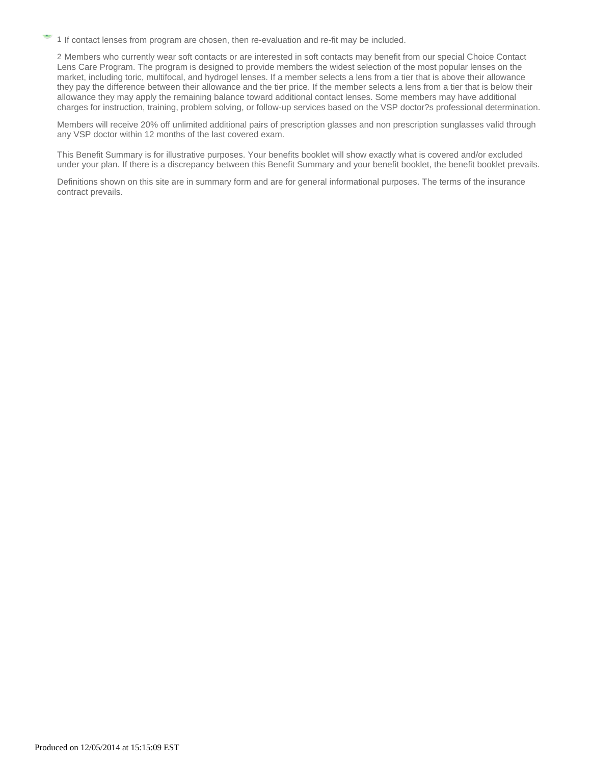1 If contact lenses from program are chosen, then re-evaluation and re-fit may be included.

2 Members who currently wear soft contacts or are interested in soft contacts may benefit from our special Choice Contact Lens Care Program. The program is designed to provide members the widest selection of the most popular lenses on the market, including toric, multifocal, and hydrogel lenses. If a member selects a lens from a tier that is above their allowance they pay the difference between their allowance and the tier price. If the member selects a lens from a tier that is below their allowance they may apply the remaining balance toward additional contact lenses. Some members may have additional charges for instruction, training, problem solving, or follow-up services based on the VSP doctor?s professional determination.

Members will receive 20% off unlimited additional pairs of prescription glasses and non prescription sunglasses valid through any VSP doctor within 12 months of the last covered exam.

This Benefit Summary is for illustrative purposes. Your benefits booklet will show exactly what is covered and/or excluded under your plan. If there is a discrepancy between this Benefit Summary and your benefit booklet, the benefit booklet prevails.

Definitions shown on this site are in summary form and are for general informational purposes. The terms of the insurance contract prevails.

Produced on 12/05/2014 at 15:15:09 EST